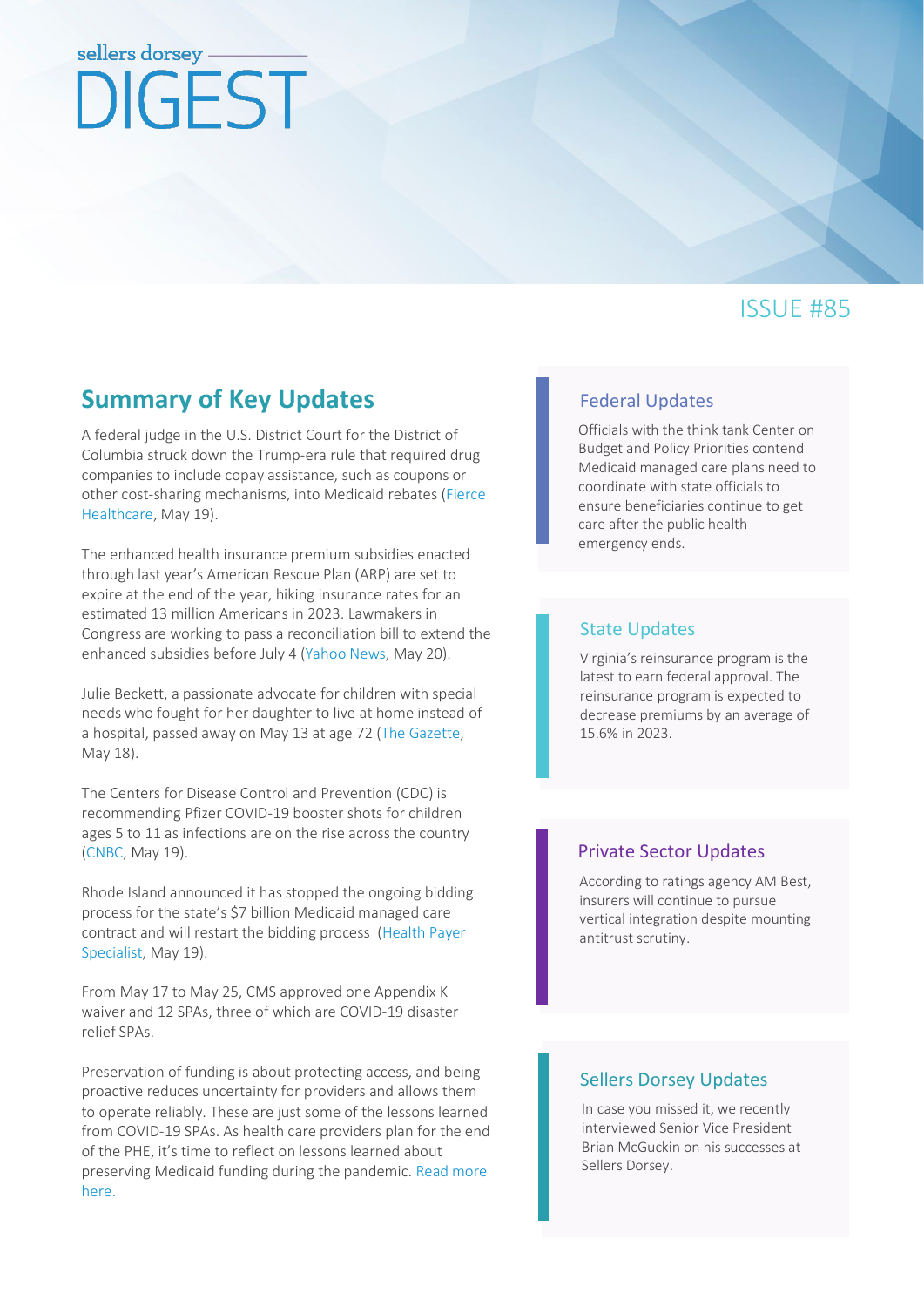sellers dorsey

# DIGEST

ISSUE #85

## Summary of Key Updates

A federal judge in the U.S. District Court for the District of Columbia struck down the Trump-era rule that required drug companies to include copay assistance, such as coupons or other cost-sharing mechanisms, into Medicaid rebates (Fierce Healthcare, May 19).

The enhanced health insurance premium subsidies enacted through last year's American Rescue Plan (ARP) are set to expire at the end of the year, hiking insurance rates for an estimated 13 million Americans in 2023. Lawmakers in Congress are working to pass a reconciliation bill to extend the enhanced subsidies before July 4 (Yahoo News, May 20).

Julie Beckett, a passionate advocate for children with special needs who fought for her daughter to live at home instead of a hospital, passed away on May 13 at age 72 (The Gazette, May 18).

The Centers for Disease Control and Prevention (CDC) is recommending Pfizer COVID-19 booster shots for children ages 5 to 11 as infections are on the rise across the country (CNBC, May 19).

Rhode Island announced it has stopped the ongoing bidding process for the state's $7 billion Medicaid managed care contract and will restart the bidding process (Health Payer Specialist, May 19).

From May 17 to May 25, CMS approved one Appendix K waiver and 12 SPAs, three of which are COVID-19 disaster relief SPAs.

Preservation of funding is about protecting access, and being proactive reduces uncertainty for providers and allows them to operate reliably. These are just some of the lessons learned from COVID-19 SPAs. As health care providers plan for the end of the PHE, it's time to reflect on lessons learned about preserving Medicaid funding during the pandemic. Read more here.

### Federal Updates

Officials with the think tank Center on Budget and Policy Priorities contend Medicaid managed care plans need to coordinate with state officials to ensure beneficiaries continue to get care after the public health emergency ends.

### State Updates

Virginia's reinsurance program is the latest to earn federal approval. The reinsurance program is expected to decrease premiums by an average of 15.6% in 2023.

### Private Sector Updates

According to ratings agency AM Best, insurers will continue to pursue vertical integration despite mounting antitrust scrutiny.

### Sellers Dorsey Updates

In case you missed it, we recently interviewed Senior Vice President Brian McGuckin on his successes at Sellers Dorsey.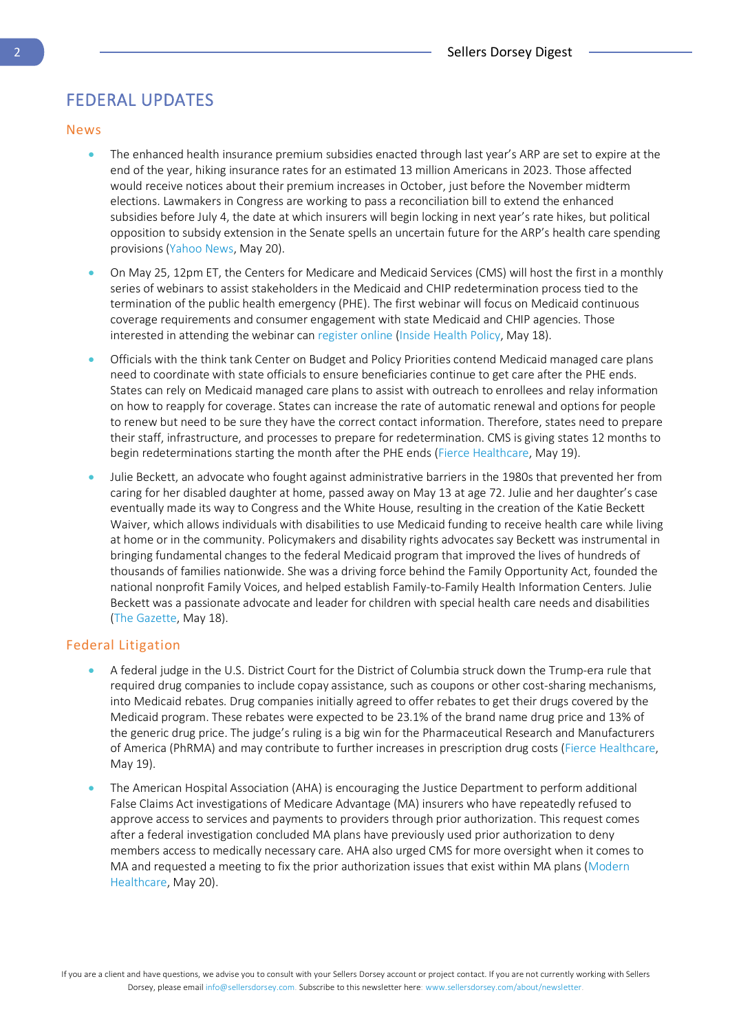# FEDERAL UPDATES

## News

- The enhanced health insurance premium subsidies enacted through last year's ARP are set to expire at the end of the year, hiking insurance rates for an estimated 13 million Americans in 2023. Those affected would receive notices about their premium increases in October, just before the November midterm elections. Lawmakers in Congress are working to pass a reconciliation bill to extend the enhanced subsidies before July 4, the date at which insurers will begin locking in next year's rate hikes, but political opposition to subsidy extension in the Senate spells an uncertain future for the ARP's health care spending provisions (Yahoo News, May 20).

- On May 25, 12pm ET, the Centers for Medicare and Medicaid Services (CMS) will host the first in a monthly series of webinars to assist stakeholders in the Medicaid and CHIP redetermination process tied to the termination of the public health emergency (PHE). The first webinar will focus on Medicaid continuous coverage requirements and consumer engagement with state Medicaid and CHIP agencies. Those interested in attending the webinar can register online (Inside Health Policy, May 18).

- Officials with the think tank Center on Budget and Policy Priorities contend Medicaid managed care plans need to coordinate with state officials to ensure beneficiaries continue to get care after the PHE ends. States can rely on Medicaid managed care plans to assist with outreach to enrollees and relay information on how to reapply for coverage. States can increase the rate of automatic renewal and options for people to renew but need to be sure they have the correct contact information. Therefore, states need to prepare their staff, infrastructure, and processes to prepare for redetermination. CMS is giving states 12 months to begin redeterminations starting the month after the PHE ends (Fierce Healthcare, May 19).

- Julie Beckett, an advocate who fought against administrative barriers in the 1980s that prevented her from caring for her disabled daughter at home, passed away on May 13 at age 72. Julie and her daughter's case eventually made its way to Congress and the White House, resulting in the creation of the Katie Beckett Waiver, which allows individuals with disabilities to use Medicaid funding to receive health care while living at home or in the community. Policymakers and disability rights advocates say Beckett was instrumental in bringing fundamental changes to the federal Medicaid program that improved the lives of hundreds of thousands of families nationwide. She was a driving force behind the Family Opportunity Act, founded the national nonprofit Family Voices, and helped establish Family-to-Family Health Information Centers. Julie Beckett was a passionate advocate and leader for children with special health care needs and disabilities (The Gazette, May 18).

## Federal Litigation

- A federal judge in the U.S. District Court for the District of Columbia struck down the Trump-era rule that required drug companies to include copay assistance, such as coupons or other cost-sharing mechanisms, into Medicaid rebates. Drug companies initially agreed to offer rebates to get their drugs covered by the Medicaid program. These rebates were expected to be 23.1% of the brand name drug price and 13% of the generic drug price. The judge's ruling is a big win for the Pharmaceutical Research and Manufacturers of America (PhRMA) and may contribute to further increases in prescription drug costs (Fierce Healthcare, May 19).

- The American Hospital Association (AHA) is encouraging the Justice Department to perform additional False Claims Act investigations of Medicare Advantage (MA) insurers who have repeatedly refused to approve access to services and payments to providers through prior authorization. This request comes after a federal investigation concluded MA plans have previously used prior authorization to deny members access to medically necessary care. AHA also urged CMS for more oversight when it comes to MA and requested a meeting to fix the prior authorization issues that exist within MA plans (Modern Healthcare, May 20).

If you are a client and have questions, we advise you to consult with your Sellers Dorsey account or project contact. If you are not currently working with Sellers Dorsey, please email info@sellersdorsey.com. Subscribe to this newsletter here: www.sellersdorsey.com/about/newsletter.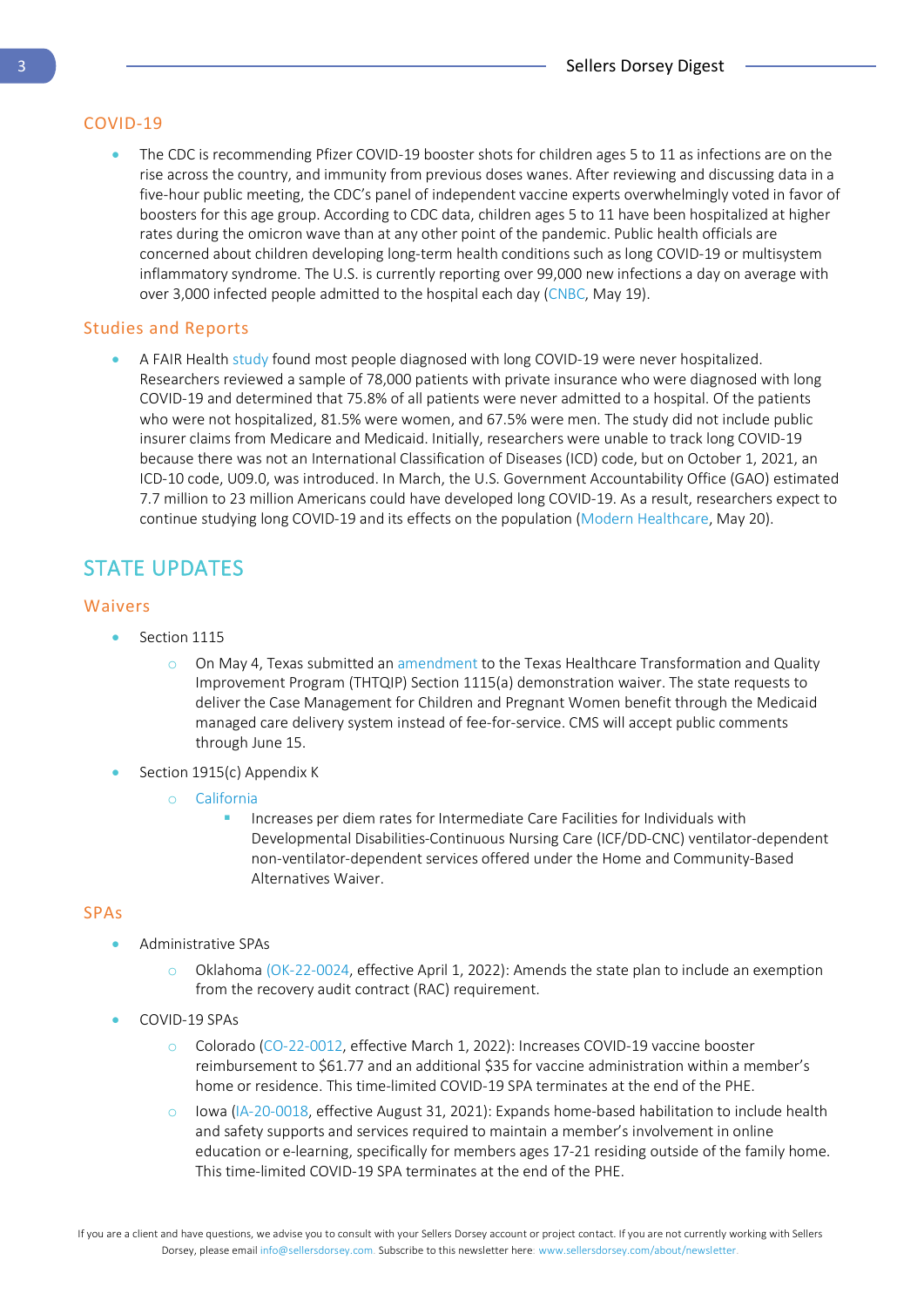### COVID-19

- The CDC is recommending Pfizer COVID-19 booster shots for children ages 5 to 11 as infections are on the rise across the country, and immunity from previous doses wanes. After reviewing and discussing data in a five-hour public meeting, the CDC's panel of independent vaccine experts overwhelmingly voted in favor of boosters for this age group. According to CDC data, children ages 5 to 11 have been hospitalized at higher rates during the omicron wave than at any other point of the pandemic. Public health officials are concerned about children developing long-term health conditions such as long COVID-19 or multisystem inflammatory syndrome. The U.S. is currently reporting over 99,000 new infections a day on average with over 3,000 infected people admitted to the hospital each day (CNBC, May 19).

### Studies and Reports

- A FAIR Health study found most people diagnosed with long COVID-19 were never hospitalized. Researchers reviewed a sample of 78,000 patients with private insurance who were diagnosed with long COVID-19 and determined that 75.8% of all patients were never admitted to a hospital. Of the patients who were not hospitalized, 81.5% were women, and 67.5% were men. The study did not include public insurer claims from Medicare and Medicaid. Initially, researchers were unable to track long COVID-19 because there was not an International Classification of Diseases (ICD) code, but on October 1, 2021, an ICD-10 code, U09.0, was introduced. In March, the U.S. Government Accountability Office (GAO) estimated 7.7 million to 23 million Americans could have developed long COVID-19. As a result, researchers expect to continue studying long COVID-19 and its effects on the population (Modern Healthcare, May 20).

## STATE UPDATES

### Waivers

- Section 1115
  - On May 4, Texas submitted an amendment to the Texas Healthcare Transformation and Quality Improvement Program (THTQIP) Section 1115(a) demonstration waiver. The state requests to deliver the Case Management for Children and Pregnant Women benefit through the Medicaid managed care delivery system instead of fee-for-service. CMS will accept public comments through June 15.
- Section 1915(c) Appendix K
  - California
    - Increases per diem rates for Intermediate Care Facilities for Individuals with Developmental Disabilities-Continuous Nursing Care (ICF/DD-CNC) ventilator-dependent non-ventilator-dependent services offered under the Home and Community-Based Alternatives Waiver.

### SPAs

- Administrative SPAs
  - Oklahoma (OK-22-0024, effective April 1, 2022): Amends the state plan to include an exemption from the recovery audit contract (RAC) requirement.
- COVID-19 SPAs
  - Colorado (CO-22-0012, effective March 1, 2022): Increases COVID-19 vaccine booster reimbursement to $61.77 and an additional $35 for vaccine administration within a member's home or residence. This time-limited COVID-19 SPA terminates at the end of the PHE.
  - Iowa (IA-20-0018, effective August 31, 2021): Expands home-based habilitation to include health and safety supports and services required to maintain a member's involvement in online education or e-learning, specifically for members ages 17-21 residing outside of the family home. This time-limited COVID-19 SPA terminates at the end of the PHE.

If you are a client and have questions, we advise you to consult with your Sellers Dorsey account or project contact. If you are not currently working with Sellers Dorsey, please email info@sellersdorsey.com. Subscribe to this newsletter here: www.sellersdorsey.com/about/newsletter.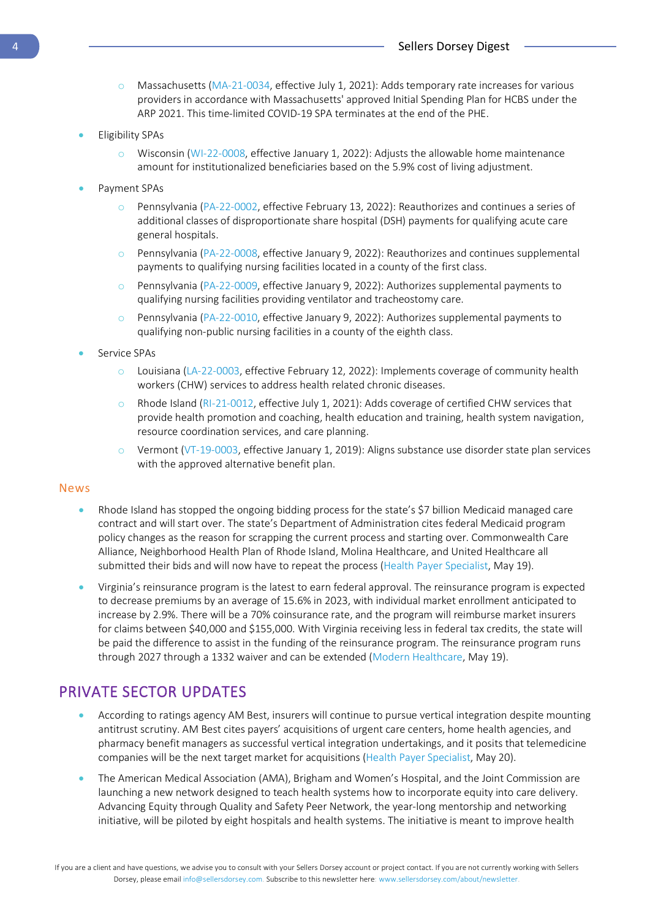- Massachusetts (MA-21-0034, effective July 1, 2021): Adds temporary rate increases for various providers in accordance with Massachusetts' approved Initial Spending Plan for HCBS under the ARP 2021. This time-limited COVID-19 SPA terminates at the end of the PHE.

- Eligibility SPAs
  - Wisconsin (WI-22-0008, effective January 1, 2022): Adjusts the allowable home maintenance amount for institutionalized beneficiaries based on the 5.9% cost of living adjustment.
- Payment SPAs
  - Pennsylvania (PA-22-0002, effective February 13, 2022): Reauthorizes and continues a series of additional classes of disproportionate share hospital (DSH) payments for qualifying acute care general hospitals.
  - Pennsylvania (PA-22-0008, effective January 9, 2022): Reauthorizes and continues supplemental payments to qualifying nursing facilities located in a county of the first class.
  - Pennsylvania (PA-22-0009, effective January 9, 2022): Authorizes supplemental payments to qualifying nursing facilities providing ventilator and tracheostomy care.
  - Pennsylvania (PA-22-0010, effective January 9, 2022): Authorizes supplemental payments to qualifying non-public nursing facilities in a county of the eighth class.
- Service SPAs
  - Louisiana (LA-22-0003, effective February 12, 2022): Implements coverage of community health workers (CHW) services to address health related chronic diseases.
  - Rhode Island (RI-21-0012, effective July 1, 2021): Adds coverage of certified CHW services that provide health promotion and coaching, health education and training, health system navigation, resource coordination services, and care planning.
  - Vermont (VT-19-0003, effective January 1, 2019): Aligns substance use disorder state plan services with the approved alternative benefit plan.

### News

- Rhode Island has stopped the ongoing bidding process for the state's $7 billion Medicaid managed care contract and will start over. The state's Department of Administration cites federal Medicaid program policy changes as the reason for scrapping the current process and starting over. Commonwealth Care Alliance, Neighborhood Health Plan of Rhode Island, Molina Healthcare, and United Healthcare all submitted their bids and will now have to repeat the process (Health Payer Specialist, May 19).
- Virginia's reinsurance program is the latest to earn federal approval. The reinsurance program is expected to decrease premiums by an average of 15.6% in 2023, with individual market enrollment anticipated to increase by 2.9%. There will be a 70% coinsurance rate, and the program will reimburse market insurers for claims between $40,000 and $155,000. With Virginia receiving less in federal tax credits, the state will be paid the difference to assist in the funding of the reinsurance program. The reinsurance program runs through 2027 through a 1332 waiver and can be extended (Modern Healthcare, May 19).

## PRIVATE SECTOR UPDATES

- According to ratings agency AM Best, insurers will continue to pursue vertical integration despite mounting antitrust scrutiny. AM Best cites payers' acquisitions of urgent care centers, home health agencies, and pharmacy benefit managers as successful vertical integration undertakings, and it posits that telemedicine companies will be the next target market for acquisitions (Health Payer Specialist, May 20).
- The American Medical Association (AMA), Brigham and Women's Hospital, and the Joint Commission are launching a new network designed to teach health systems how to incorporate equity into care delivery. Advancing Equity through Quality and Safety Peer Network, the year-long mentorship and networking initiative, will be piloted by eight hospitals and health systems. The initiative is meant to improve health

If you are a client and have questions, we advise you to consult with your Sellers Dorsey account or project contact. If you are not currently working with Sellers Dorsey, please email info@sellersdorsey.com. Subscribe to this newsletter here: www.sellersdorsey.com/about/newsletter.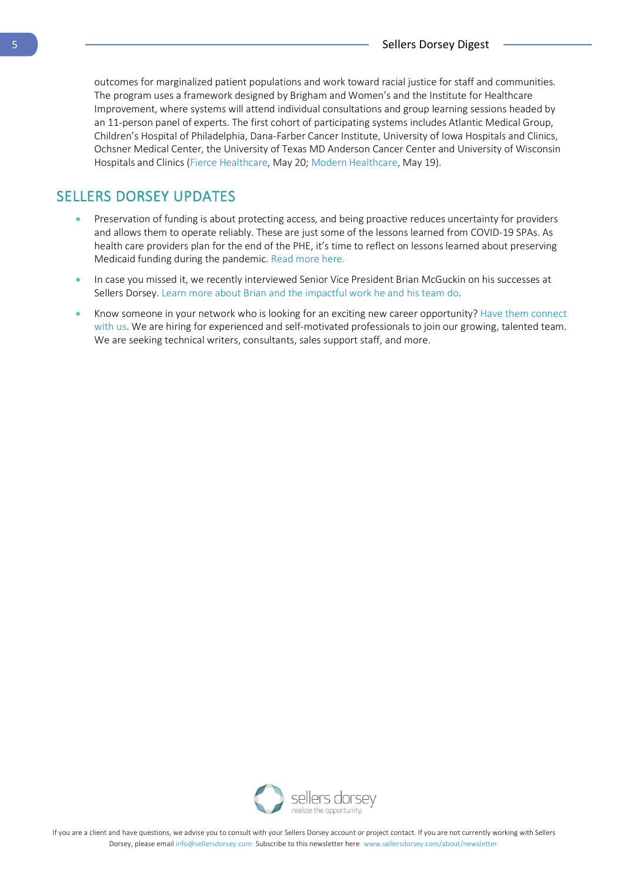outcomes for marginalized patient populations and work toward racial justice for staff and communities. The program uses a framework designed by Brigham and Women's and the Institute for Healthcare Improvement, where systems will attend individual consultations and group learning sessions headed by an 11-person panel of experts. The first cohort of participating systems includes Atlantic Medical Group, Children's Hospital of Philadelphia, Dana-Farber Cancer Institute, University of Iowa Hospitals and Clinics, Ochsner Medical Center, the University of Texas MD Anderson Cancer Center and University of Wisconsin Hospitals and Clinics (Fierce Healthcare, May 20; Modern Healthcare, May 19).

## SELLERS DORSEY UPDATES

- Preservation of funding is about protecting access, and being proactive reduces uncertainty for providers and allows them to operate reliably. These are just some of the lessons learned from COVID-19 SPAs. As health care providers plan for the end of the PHE, it's time to reflect on lessons learned about preserving Medicaid funding during the pandemic. Read more here.
- In case you missed it, we recently interviewed Senior Vice President Brian McGuckin on his successes at Sellers Dorsey. Learn more about Brian and the impactful work he and his team do.
- Know someone in your network who is looking for an exciting new career opportunity? Have them connect with us. We are hiring for experienced and self-motivated professionals to join our growing, talented team. We are seeking technical writers, consultants, sales support staff, and more.

sellers dorsey
realize the opportunity.

If you are a client and have questions, we advise you to consult with your Sellers Dorsey account or project contact. If you are not currently working with Sellers Dorsey, please email info@sellersdorsey.com. Subscribe to this newsletter here: www.sellersdorsey.com/about/newsletter.